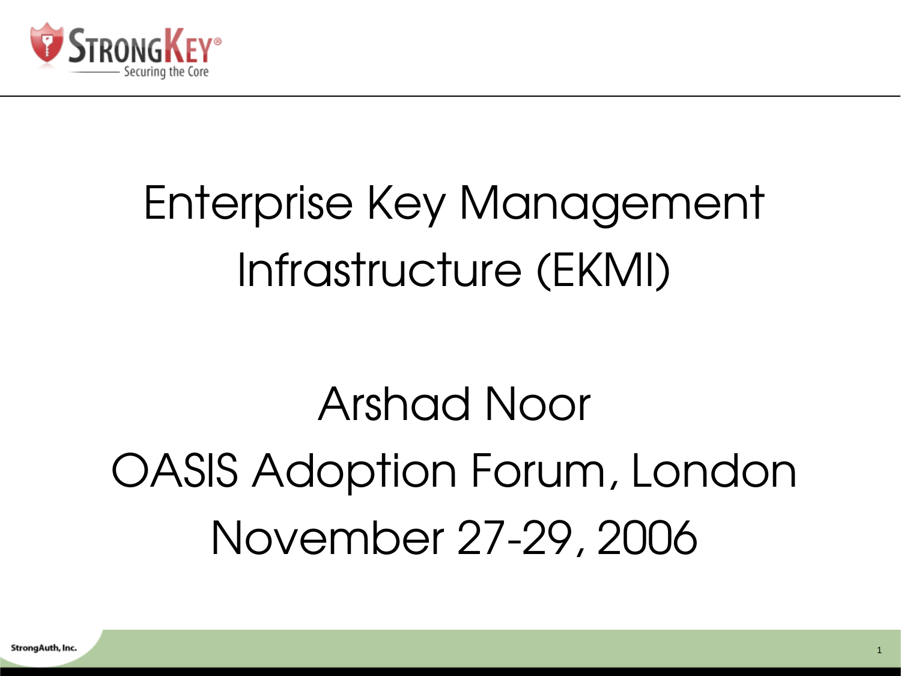# Enterprise Key Management Infrastructure (EKMI)

Arshad Noor

OASIS Adoption Forum, London

November 27-29, 2006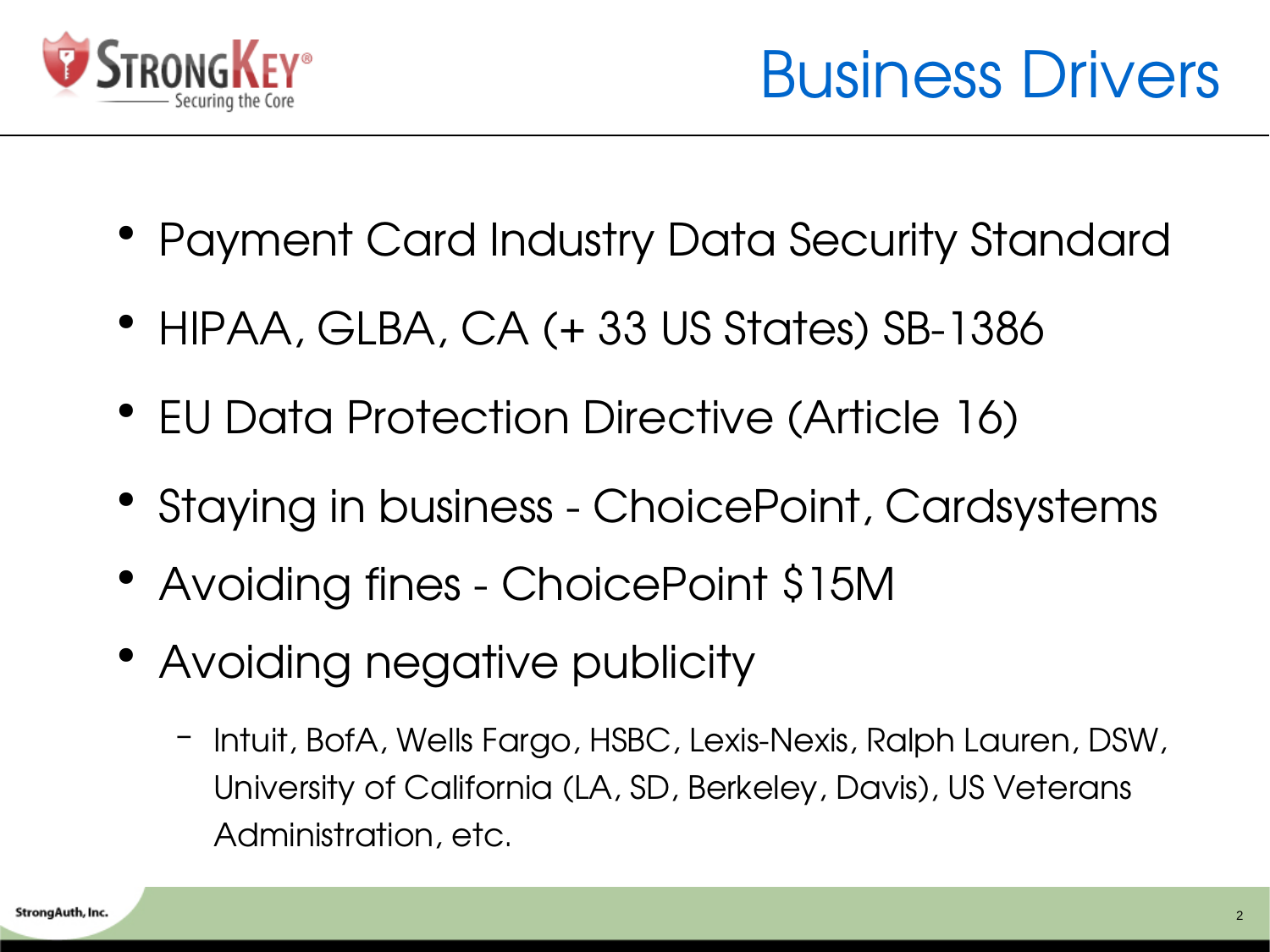# Business Drivers

- Payment Card Industry Data Security Standard
- HIPAA, GLBA, CA (+ 33 US States) SB-1386
- EU Data Protection Directive (Article 16)
- Staying in business - ChoicePoint, Cardsystems
- Avoiding fines - ChoicePoint $15M
- Avoiding negative publicity
  - Intuit, BofA, Wells Fargo, HSBC, Lexis-Nexis, Ralph Lauren, DSW, University of California (LA, SD, Berkeley, Davis), US Veterans Administration, etc.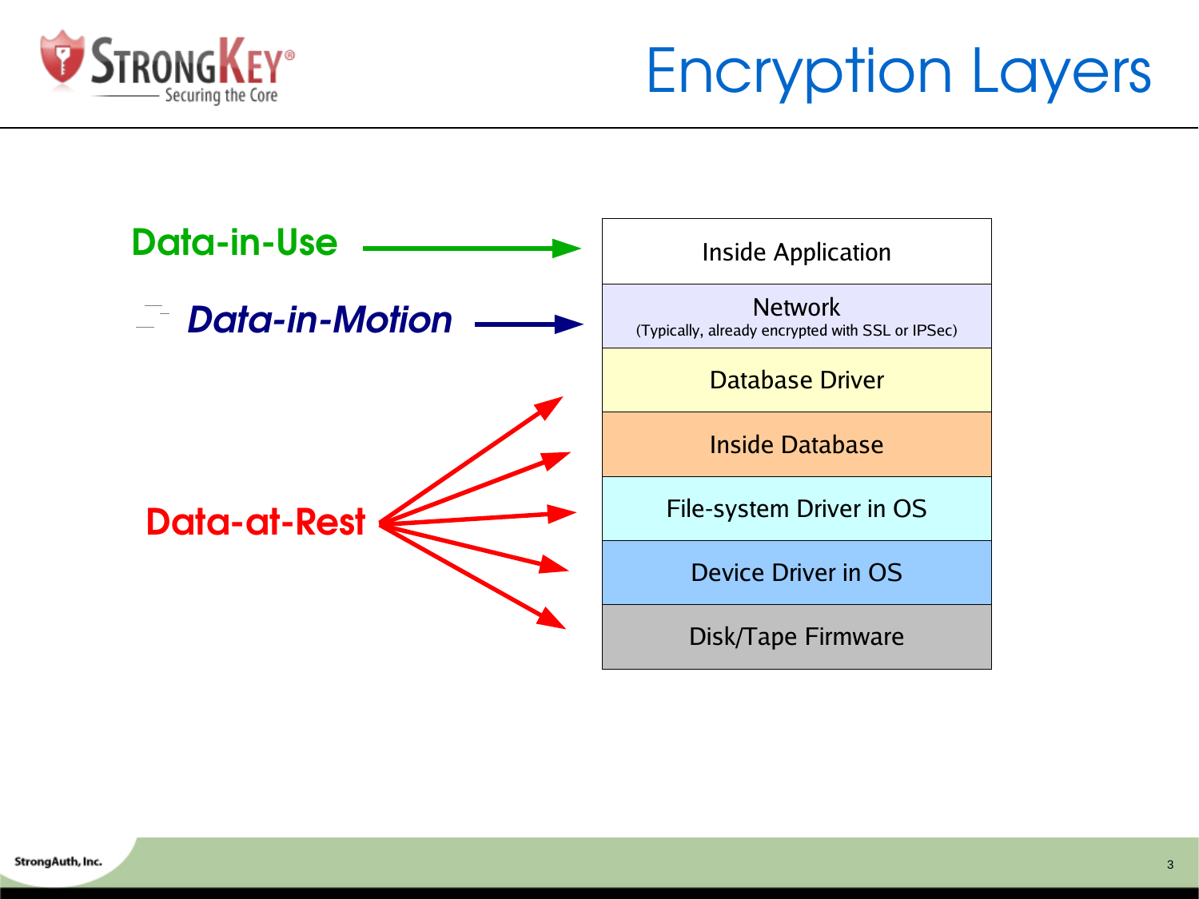# Encryption Layers

**Data-in-Use** → Inside Application

***Data-in-Motion*** → Network (Typically, already encrypted with SSL or IPSec)

**Data-at-Rest** → Database Driver, Inside Database, File-system Driver in OS, Device Driver in OS, Disk/Tape Firmware

| Encryption Layers |
|---|
| Inside Application |
| Network<br>(Typically, already encrypted with SSL or IPSec) |
| Database Driver |
| Inside Database |
| File-system Driver in OS |
| Device Driver in OS |
| Disk/Tape Firmware |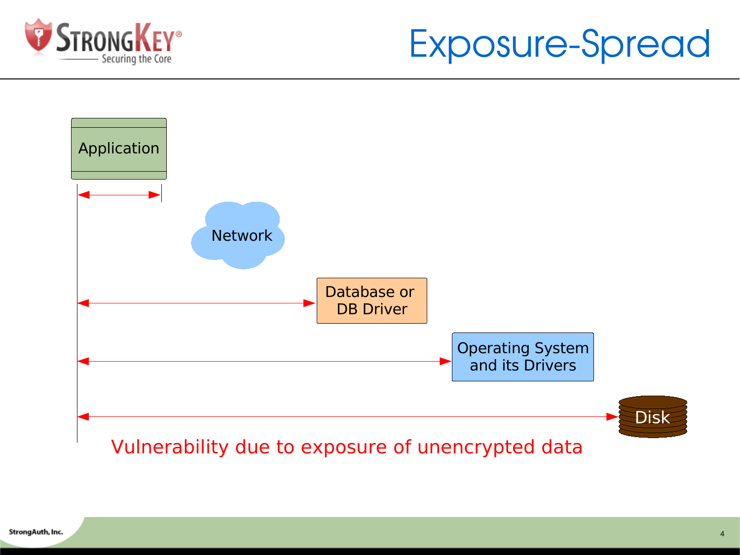# Exposure-Spread

Application

Network

Database or DB Driver

Operating System and its Drivers

Disk

Vulnerability due to exposure of unencrypted data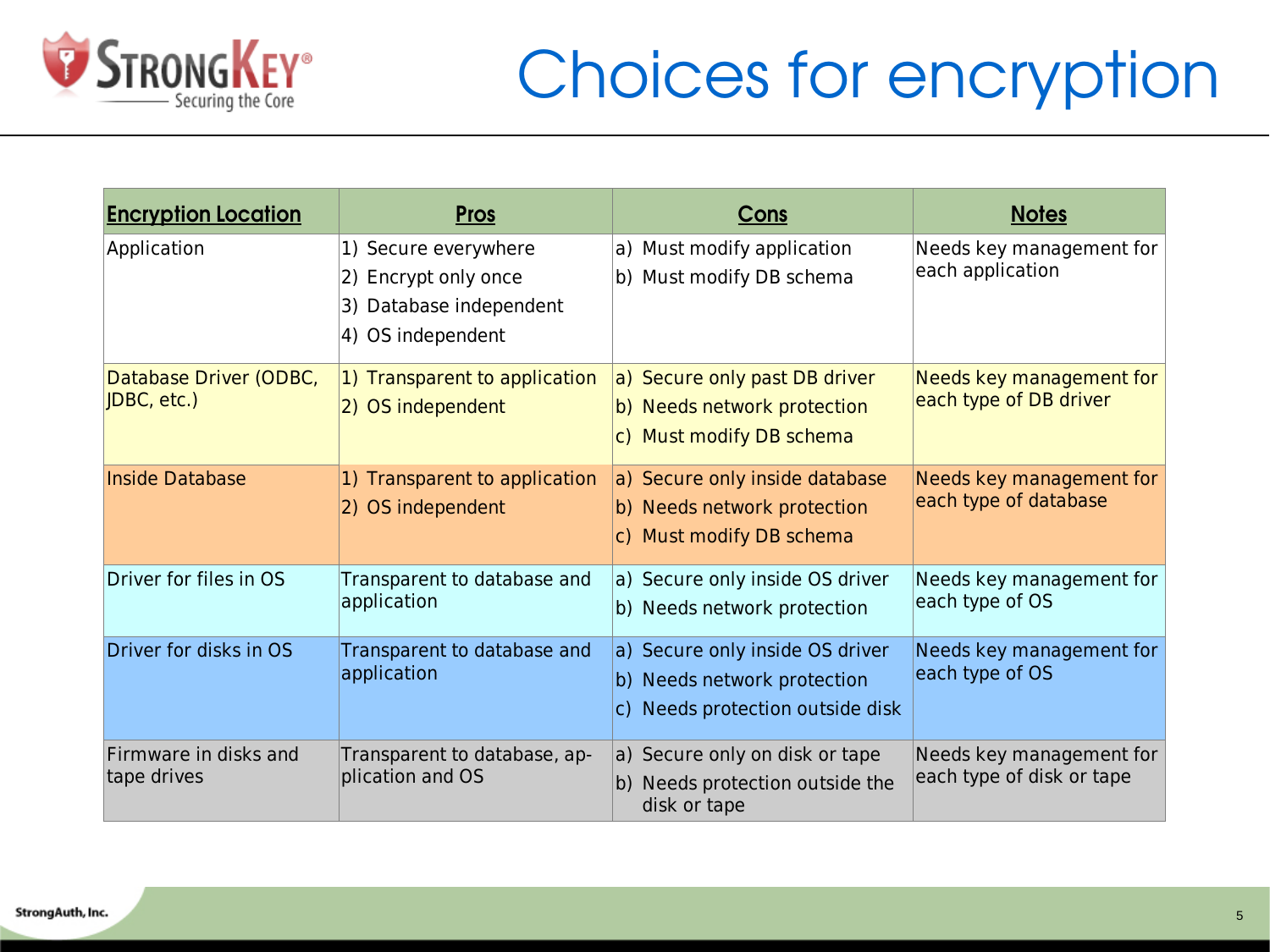# Choices for encryption

| Encryption Location | Pros | Cons | Notes |
|---|---|---|---|
| Application | 1) Secure everywhere<br>2) Encrypt only once<br>3) Database independent<br>4) OS independent | a) Must modify application<br>b) Must modify DB schema | Needs key management for each application |
| Database Driver (ODBC, JDBC, etc.) | 1) Transparent to application<br>2) OS independent | a) Secure only past DB driver<br>b) Needs network protection<br>c) Must modify DB schema | Needs key management for each type of DB driver |
| Inside Database | 1) Transparent to application<br>2) OS independent | a) Secure only inside database<br>b) Needs network protection<br>c) Must modify DB schema | Needs key management for each type of database |
| Driver for files in OS | Transparent to database and application | a) Secure only inside OS driver<br>b) Needs network protection | Needs key management for each type of OS |
| Driver for disks in OS | Transparent to database and application | a) Secure only inside OS driver<br>b) Needs network protection<br>c) Needs protection outside disk | Needs key management for each type of OS |
| Firmware in disks and tape drives | Transparent to database, application and OS | a) Secure only on disk or tape<br>b) Needs protection outside the disk or tape | Needs key management for each type of disk or tape |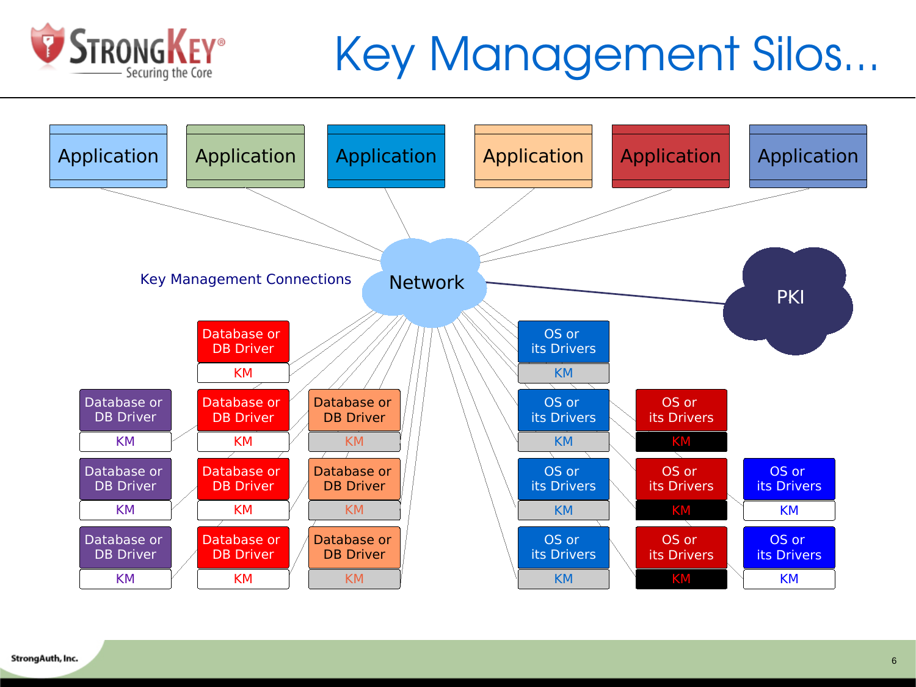# Key Management Silos...

Application | Application | Application | Application | Application | Application

Network

PKI

Key Management Connections

Database or DB Driver — KM

Database or DB Driver — KM

Database or DB Driver — KM

Database or DB Driver — KM

Database or DB Driver — KM

Database or DB Driver — KM

Database or DB Driver — KM

Database or DB Driver — KM

Database or DB Driver — KM

Database or DB Driver — KM

OS or its Drivers — KM

OS or its Drivers — KM

OS or its Drivers — KM

OS or its Drivers — KM

OS or its Drivers — KM

OS or its Drivers — KM

OS or its Drivers — KM

OS or its Drivers — KM

OS or its Drivers — KM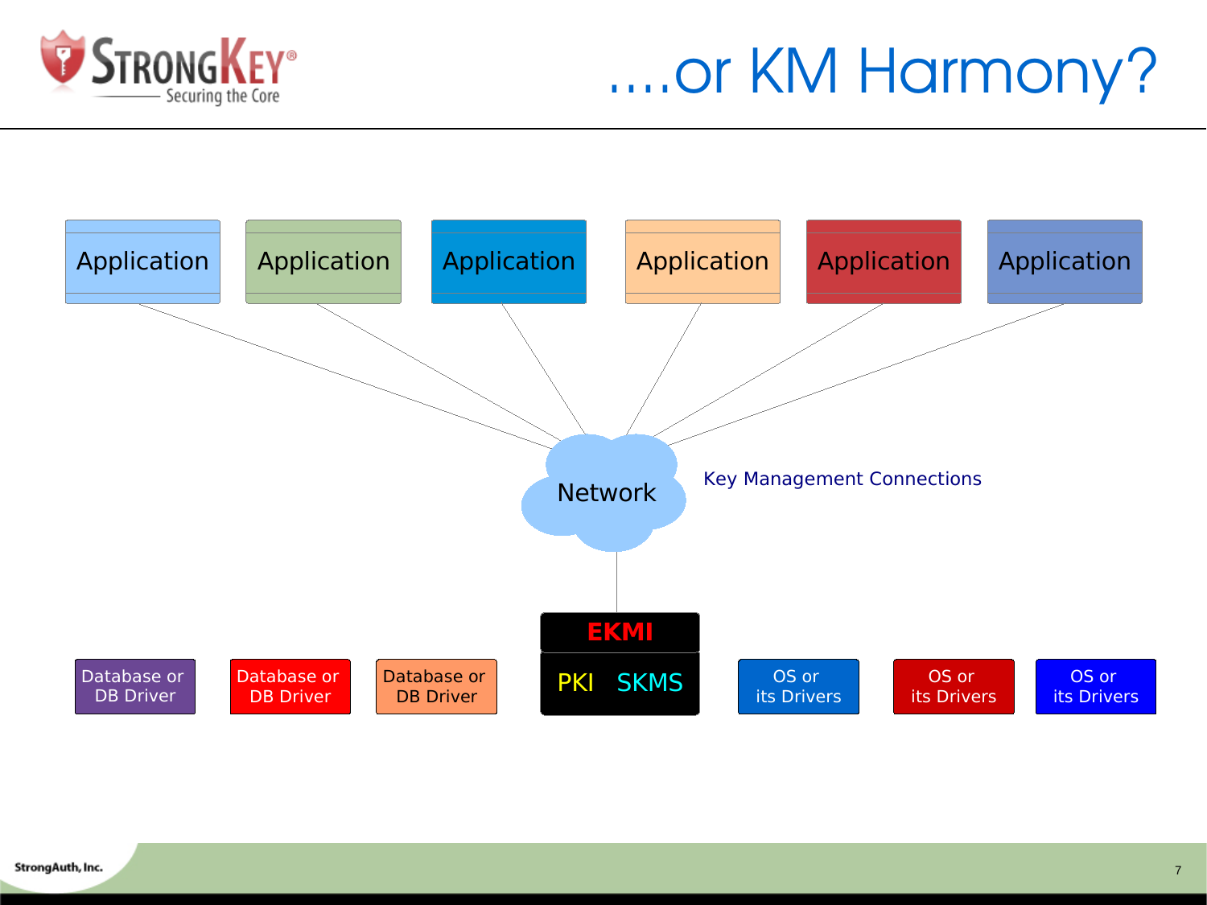# ....or KM Harmony?

Application | Application | Application | Application | Application | Application

Network

Key Management Connections

EKMI

PKI SKMS

Database or DB Driver | Database or DB Driver | Database or DB Driver | OS or its Drivers | OS or its Drivers | OS or its Drivers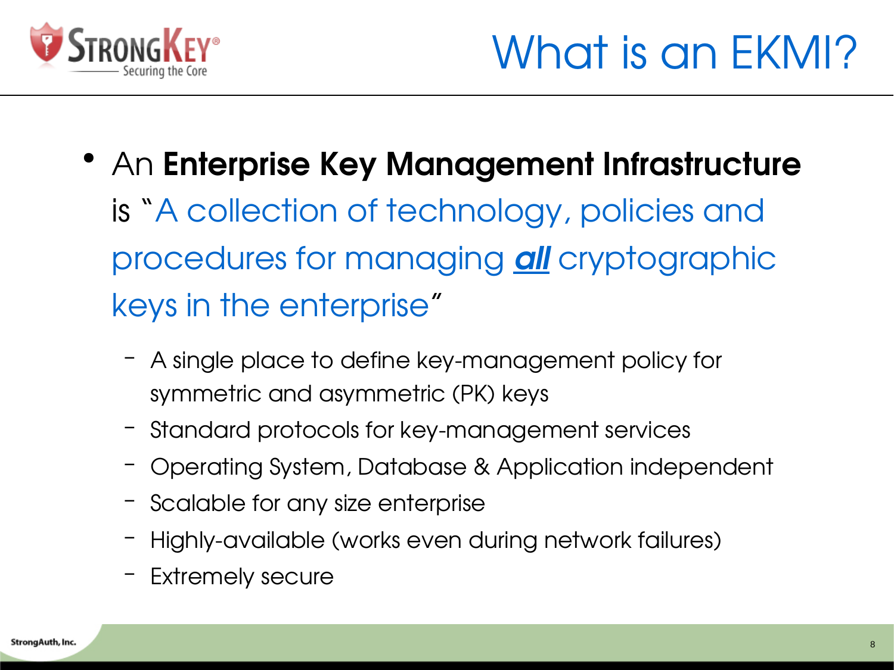# What is an EKMI?

- An **Enterprise Key Management Infrastructure** is "A collection of technology, policies and procedures for managing ***all*** cryptographic keys in the enterprise"
  - A single place to define key-management policy for symmetric and asymmetric (PK) keys
  - Standard protocols for key-management services
  - Operating System, Database & Application independent
  - Scalable for any size enterprise
  - Highly-available (works even during network failures)
  - Extremely secure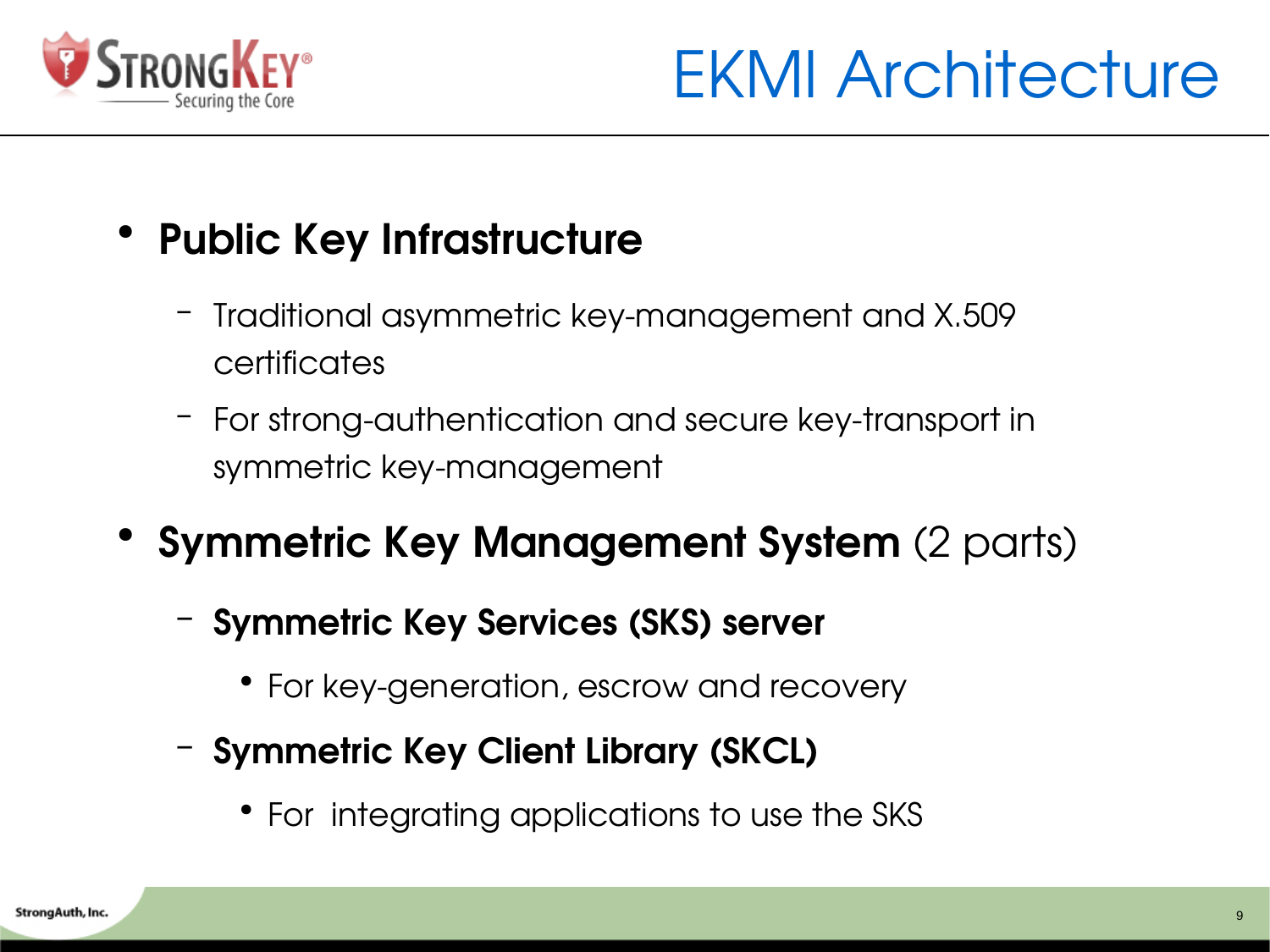# EKMI Architecture

- **Public Key Infrastructure**
  - Traditional asymmetric key-management and X.509 certificates
  - For strong-authentication and secure key-transport in symmetric key-management
- **Symmetric Key Management System** (2 parts)
  - **Symmetric Key Services (SKS) server**
    - For key-generation, escrow and recovery
  - **Symmetric Key Client Library (SKCL)**
    - For integrating applications to use the SKS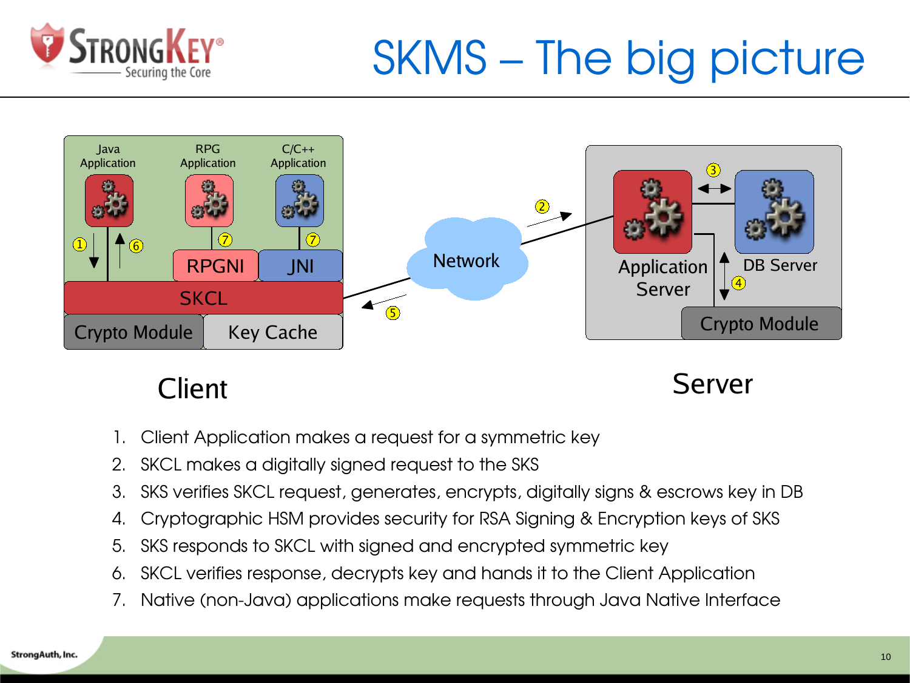# SKMS – The big picture

Java Application | RPG Application | C/C++ Application

RPGNI | JNI

SKCL

Crypto Module | Key Cache

Network

Application Server | DB Server

Crypto Module

Client

Server

1. Client Application makes a request for a symmetric key
2. SKCL makes a digitally signed request to the SKS
3. SKS verifies SKCL request, generates, encrypts, digitally signs & escrows key in DB
4. Cryptographic HSM provides security for RSA Signing & Encryption keys of SKS
5. SKS responds to SKCL with signed and encrypted symmetric key
6. SKCL verifies response, decrypts key and hands it to the Client Application
7. Native (non-Java) applications make requests through Java Native Interface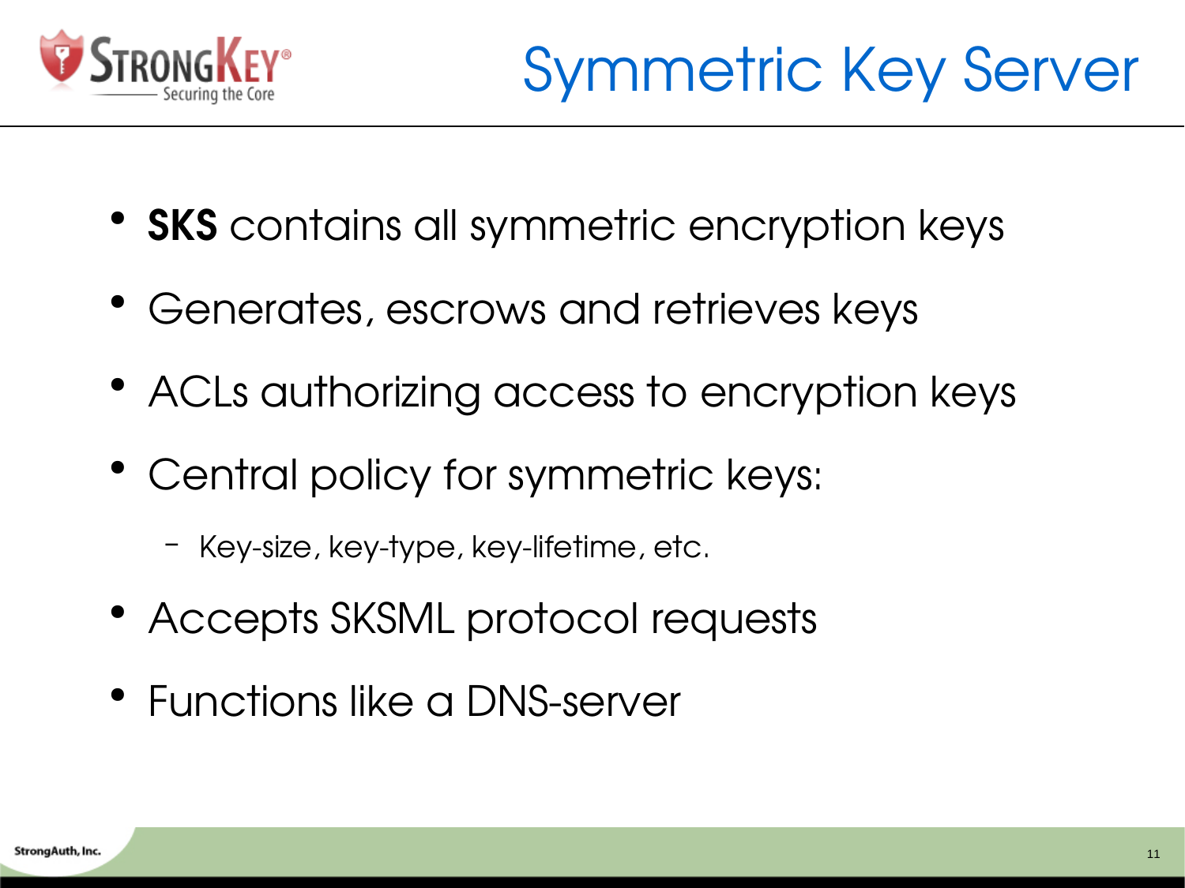# Symmetric Key Server

- **SKS** contains all symmetric encryption keys
- Generates, escrows and retrieves keys
- ACLs authorizing access to encryption keys
- Central policy for symmetric keys:
  - Key-size, key-type, key-lifetime, etc.
- Accepts SKSML protocol requests
- Functions like a DNS-server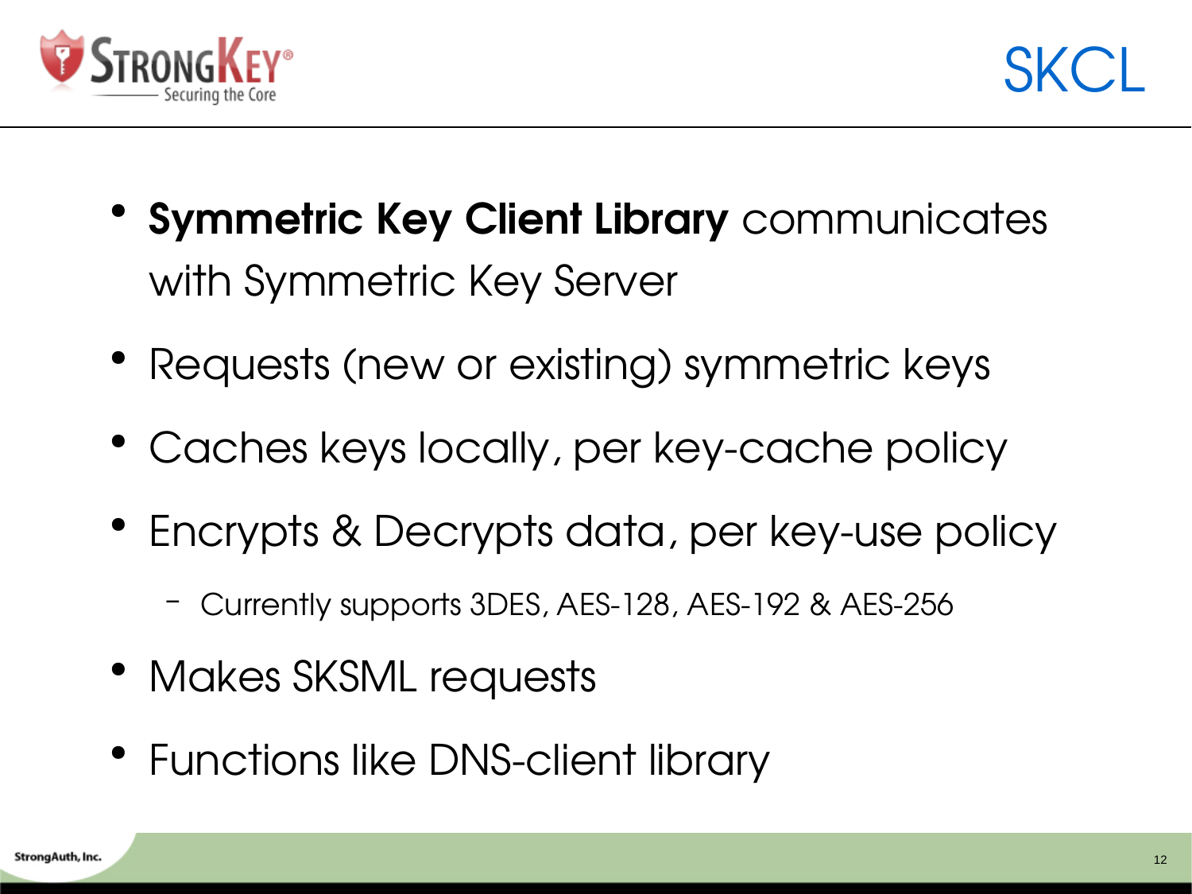# SKCL

- **Symmetric Key Client Library** communicates with Symmetric Key Server
- Requests (new or existing) symmetric keys
- Caches keys locally, per key-cache policy
- Encrypts & Decrypts data, per key-use policy
  - Currently supports 3DES, AES-128, AES-192 & AES-256
- Makes SKSML requests
- Functions like DNS-client library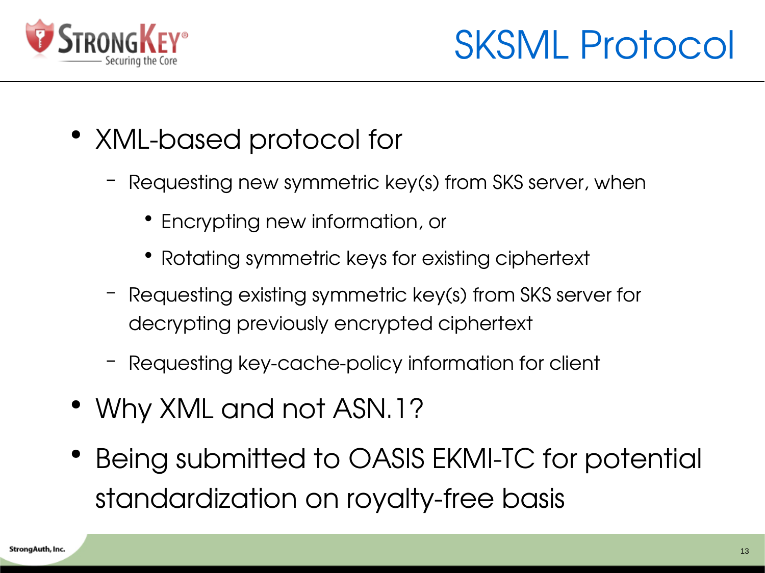# SKSML Protocol

- XML-based protocol for
  - Requesting new symmetric key(s) from SKS server, when
    - Encrypting new information, or
    - Rotating symmetric keys for existing ciphertext
  - Requesting existing symmetric key(s) from SKS server for decrypting previously encrypted ciphertext
  - Requesting key-cache-policy information for client
- Why XML and not ASN.1?
- Being submitted to OASIS EKMI-TC for potential standardization on royalty-free basis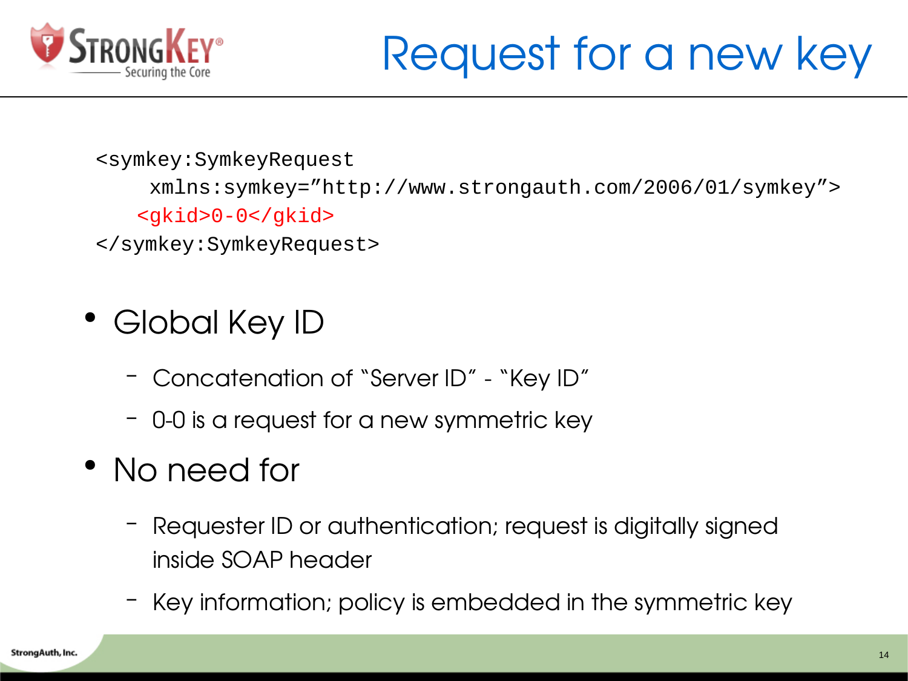# Request for a new key

```
<symkey:SymkeyRequest
    xmlns:symkey="http://www.strongauth.com/2006/01/symkey">
   <gkid>0-0</gkid>
</symkey:SymkeyRequest>
```

- Global Key ID
  - Concatenation of "Server ID" - "Key ID"
  - 0-0 is a request for a new symmetric key
- No need for
  - Requester ID or authentication; request is digitally signed inside SOAP header
  - Key information; policy is embedded in the symmetric key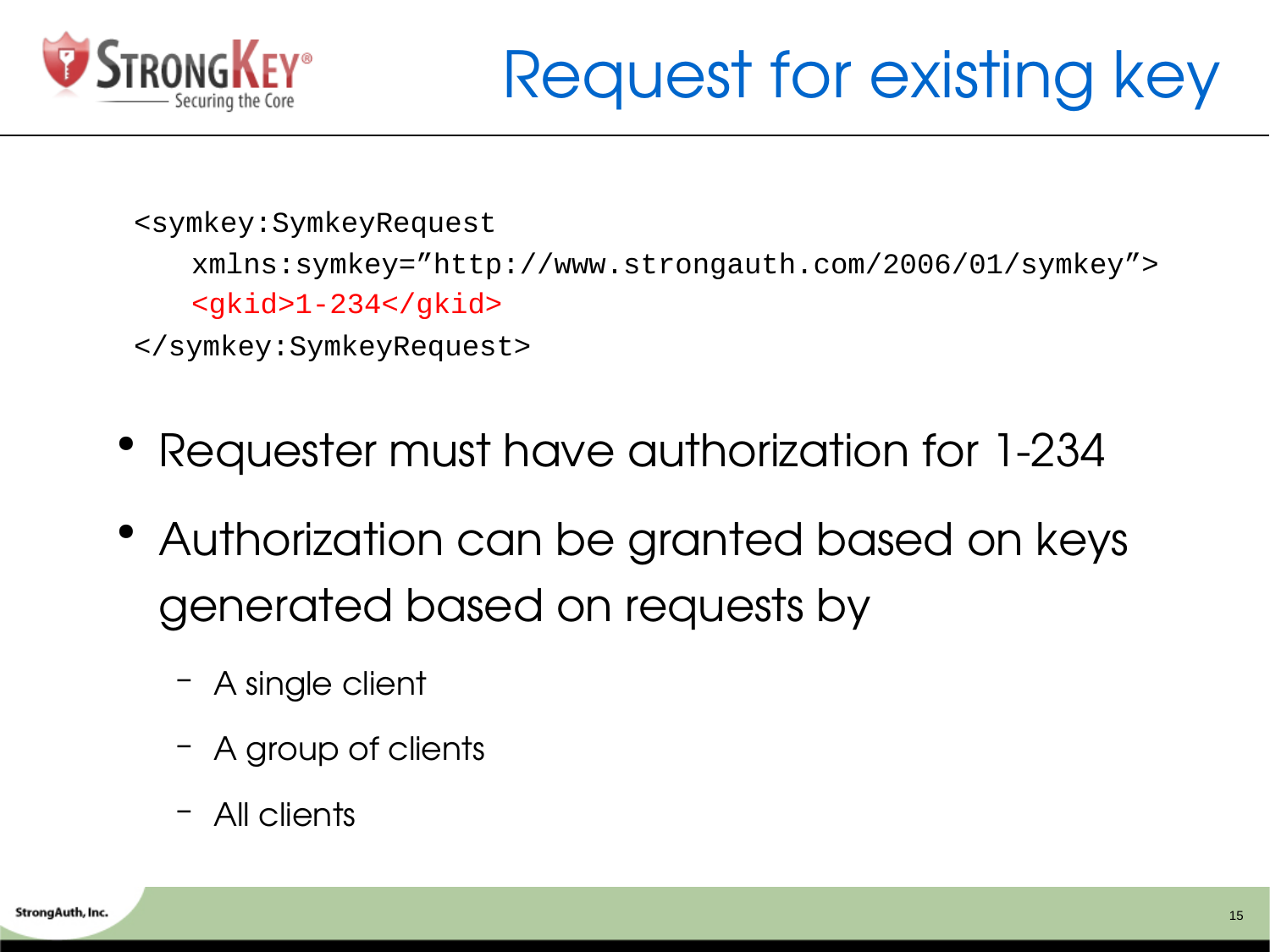# Request for existing key

```
<symkey:SymkeyRequest
   xmlns:symkey=”http://www.strongauth.com/2006/01/symkey”>
   <gkid>1-234</gkid>
</symkey:SymkeyRequest>
```

- Requester must have authorization for 1-234
- Authorization can be granted based on keys generated based on requests by
  - A single client
  - A group of clients
  - All clients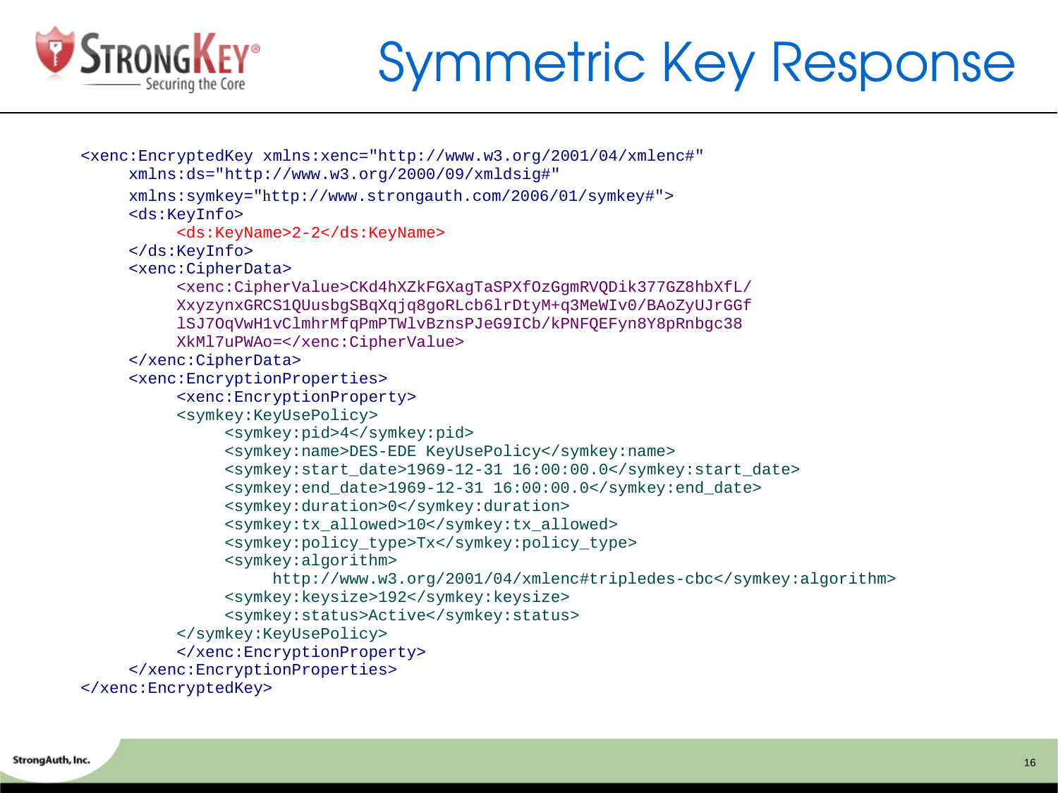# Symmetric Key Response

```
<xenc:EncryptedKey xmlns:xenc="http://www.w3.org/2001/04/xmlenc#"
     xmlns:ds="http://www.w3.org/2000/09/xmldsig#"
     xmlns:symkey="http://www.strongauth.com/2006/01/symkey#">
     <ds:KeyInfo>
          <ds:KeyName>2-2</ds:KeyName>
     </ds:KeyInfo>
     <xenc:CipherData>
          <xenc:CipherValue>CKd4hXZkFGXagTaSPXfOzGgmRVQDik377GZ8hbXfL/
          XxyzynxGRCS1QUusbgSBqXqjq8goRLcb6lrDtyM+q3MeWIv0/BAoZyUJrGGf
          lSJ7OqVwH1vClmhrMfqPmPTWlvBznsPJeG9ICb/kPNFQEFyn8Y8pRnbgc38
          XkMl7uPWAo=</xenc:CipherValue>
     </xenc:CipherData>
     <xenc:EncryptionProperties>
          <xenc:EncryptionProperty>
          <symkey:KeyUsePolicy>
               <symkey:pid>4</symkey:pid>
               <symkey:name>DES-EDE KeyUsePolicy</symkey:name>
               <symkey:start_date>1969-12-31 16:00:00.0</symkey:start_date>
               <symkey:end_date>1969-12-31 16:00:00.0</symkey:end_date>
               <symkey:duration>0</symkey:duration>
               <symkey:tx_allowed>10</symkey:tx_allowed>
               <symkey:policy_type>Tx</symkey:policy_type>
               <symkey:algorithm>
                    http://www.w3.org/2001/04/xmlenc#tripledes-cbc</symkey:algorithm>
               <symkey:keysize>192</symkey:keysize>
               <symkey:status>Active</symkey:status>
          </symkey:KeyUsePolicy>
          </xenc:EncryptionProperty>
     </xenc:EncryptionProperties>
</xenc:EncryptedKey>
```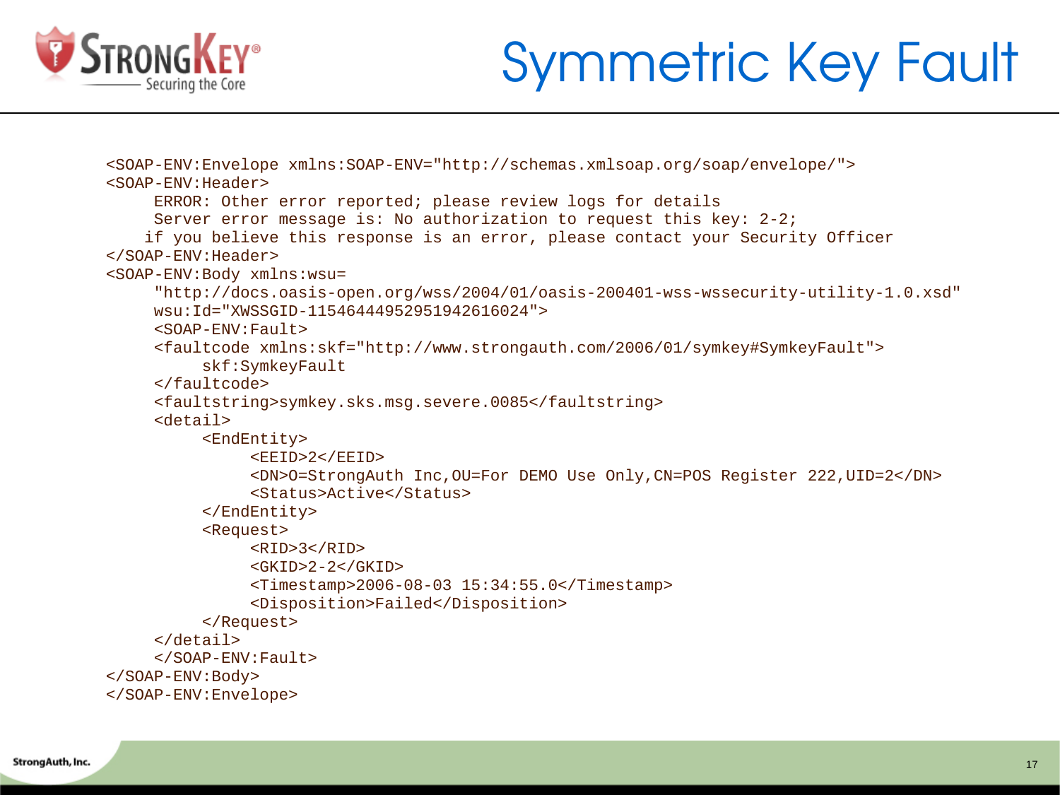# Symmetric Key Fault

```
<SOAP-ENV:Envelope xmlns:SOAP-ENV="http://schemas.xmlsoap.org/soap/envelope/">
<SOAP-ENV:Header>
     ERROR: Other error reported; please review logs for details
     Server error message is: No authorization to request this key: 2-2;
    if you believe this response is an error, please contact your Security Officer
</SOAP-ENV:Header>
<SOAP-ENV:Body xmlns:wsu=
     "http://docs.oasis-open.org/wss/2004/01/oasis-200401-wss-wssecurity-utility-1.0.xsd"
     wsu:Id="XWSSGID-11546444952951942616024">
     <SOAP-ENV:Fault>
     <faultcode xmlns:skf="http://www.strongauth.com/2006/01/symkey#SymkeyFault">
          skf:SymkeyFault
     </faultcode>
     <faultstring>symkey.sks.msg.severe.0085</faultstring>
     <detail>
          <EndEntity>
               <EEID>2</EEID>
               <DN>O=StrongAuth Inc,OU=For DEMO Use Only,CN=POS Register 222,UID=2</DN>
               <Status>Active</Status>
          </EndEntity>
          <Request>
               <RID>3</RID>
               <GKID>2-2</GKID>
               <Timestamp>2006-08-03 15:34:55.0</Timestamp>
               <Disposition>Failed</Disposition>
          </Request>
     </detail>
     </SOAP-ENV:Fault>
</SOAP-ENV:Body>
</SOAP-ENV:Envelope>
```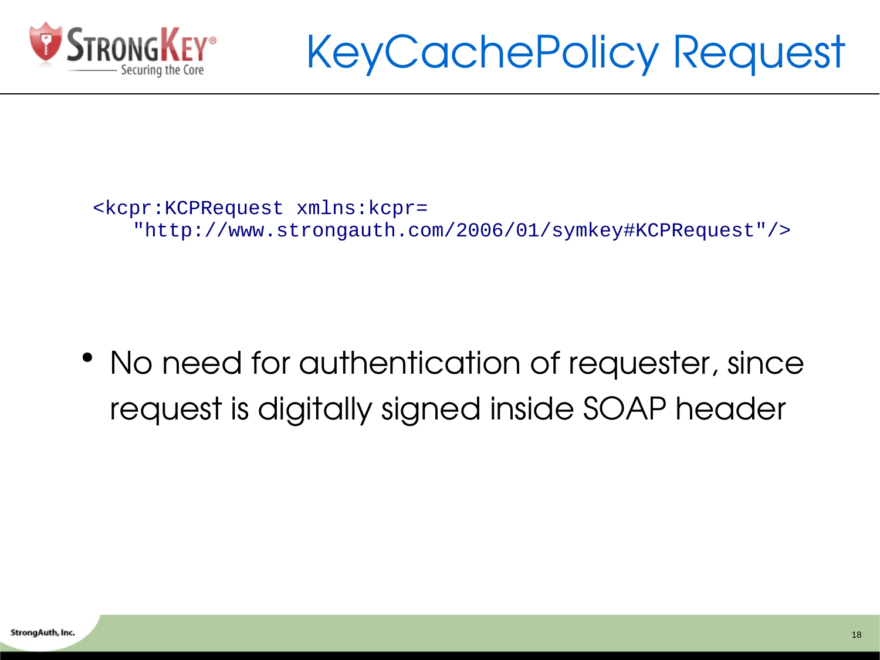# KeyCachePolicy Request

```
<kcpr:KCPRequest xmlns:kcpr=
   "http://www.strongauth.com/2006/01/symkey#KCPRequest"/>
```

- No need for authentication of requester, since request is digitally signed inside SOAP header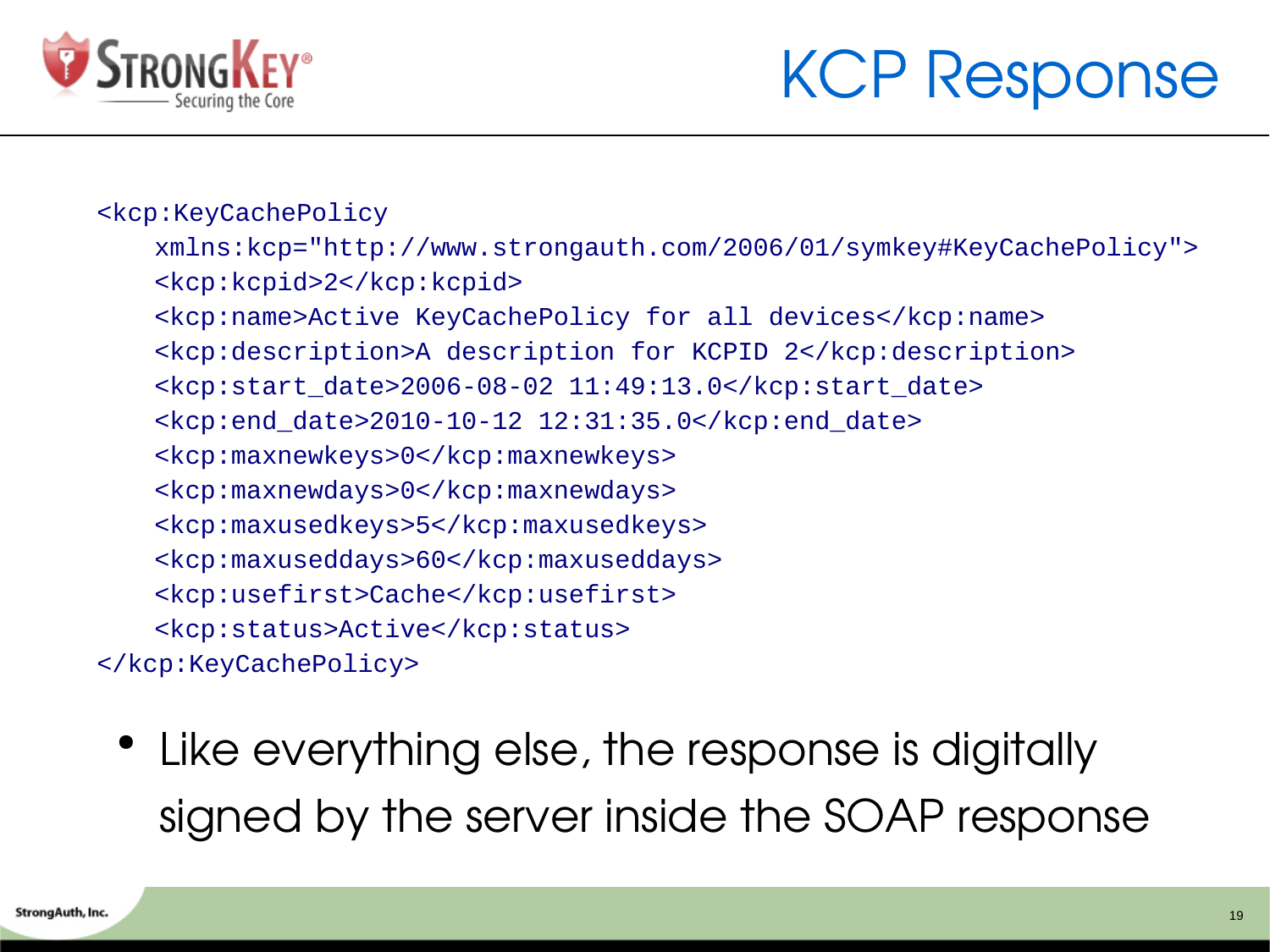# KCP Response

```
<kcp:KeyCachePolicy
    xmlns:kcp="http://www.strongauth.com/2006/01/symkey#KeyCachePolicy">
    <kcp:kcpid>2</kcp:kcpid>
    <kcp:name>Active KeyCachePolicy for all devices</kcp:name>
    <kcp:description>A description for KCPID 2</kcp:description>
    <kcp:start_date>2006-08-02 11:49:13.0</kcp:start_date>
    <kcp:end_date>2010-10-12 12:31:35.0</kcp:end_date>
    <kcp:maxnewkeys>0</kcp:maxnewkeys>
    <kcp:maxnewdays>0</kcp:maxnewdays>
    <kcp:maxusedkeys>5</kcp:maxusedkeys>
    <kcp:maxuseddays>60</kcp:maxuseddays>
    <kcp:usefirst>Cache</kcp:usefirst>
    <kcp:status>Active</kcp:status>
</kcp:KeyCachePolicy>
```

- Like everything else, the response is digitally signed by the server inside the SOAP response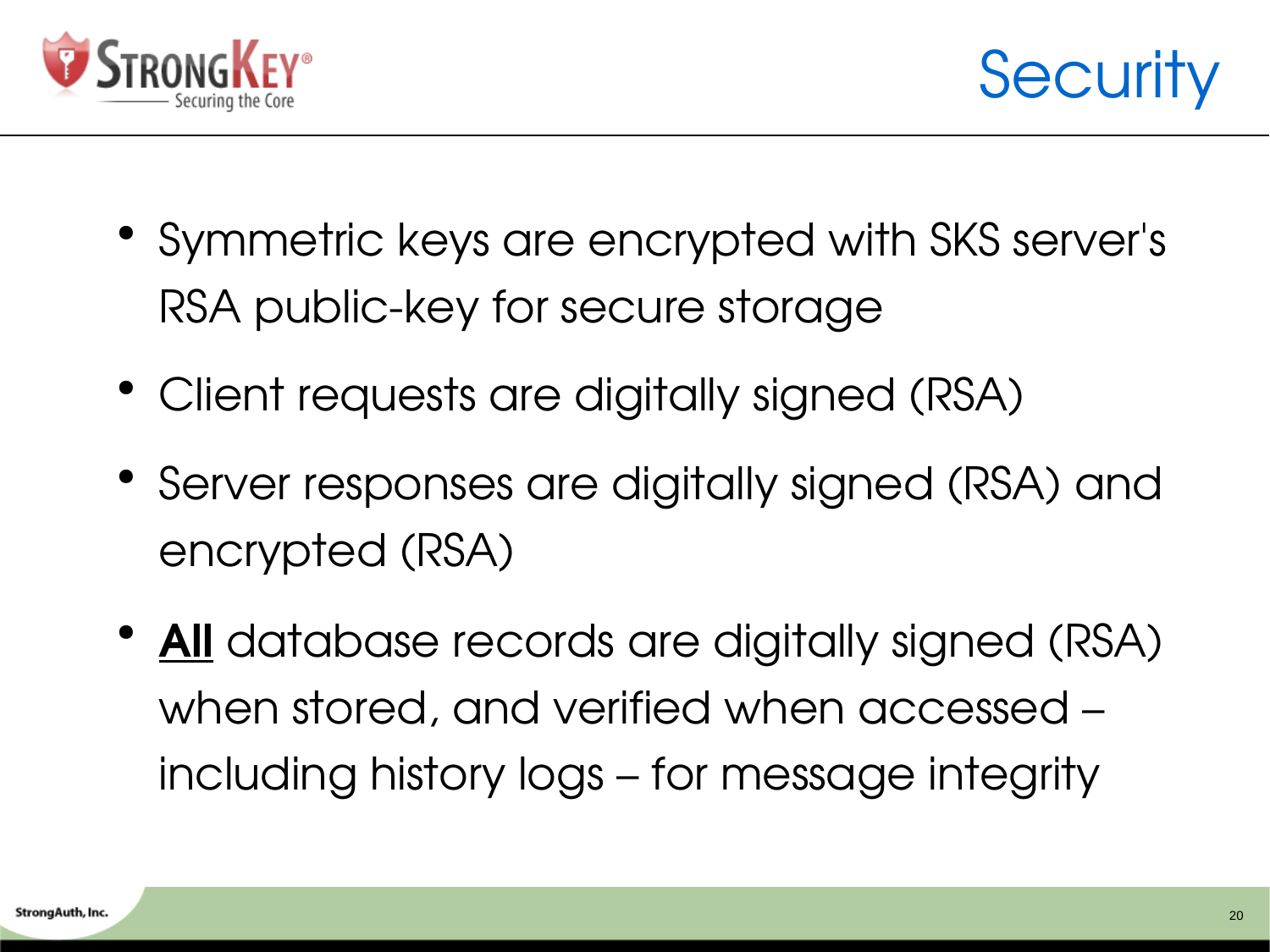# Security

- Symmetric keys are encrypted with SKS server's RSA public-key for secure storage
- Client requests are digitally signed (RSA)
- Server responses are digitally signed (RSA) and encrypted (RSA)
- **<u>All</u>** database records are digitally signed (RSA) when stored, and verified when accessed – including history logs – for message integrity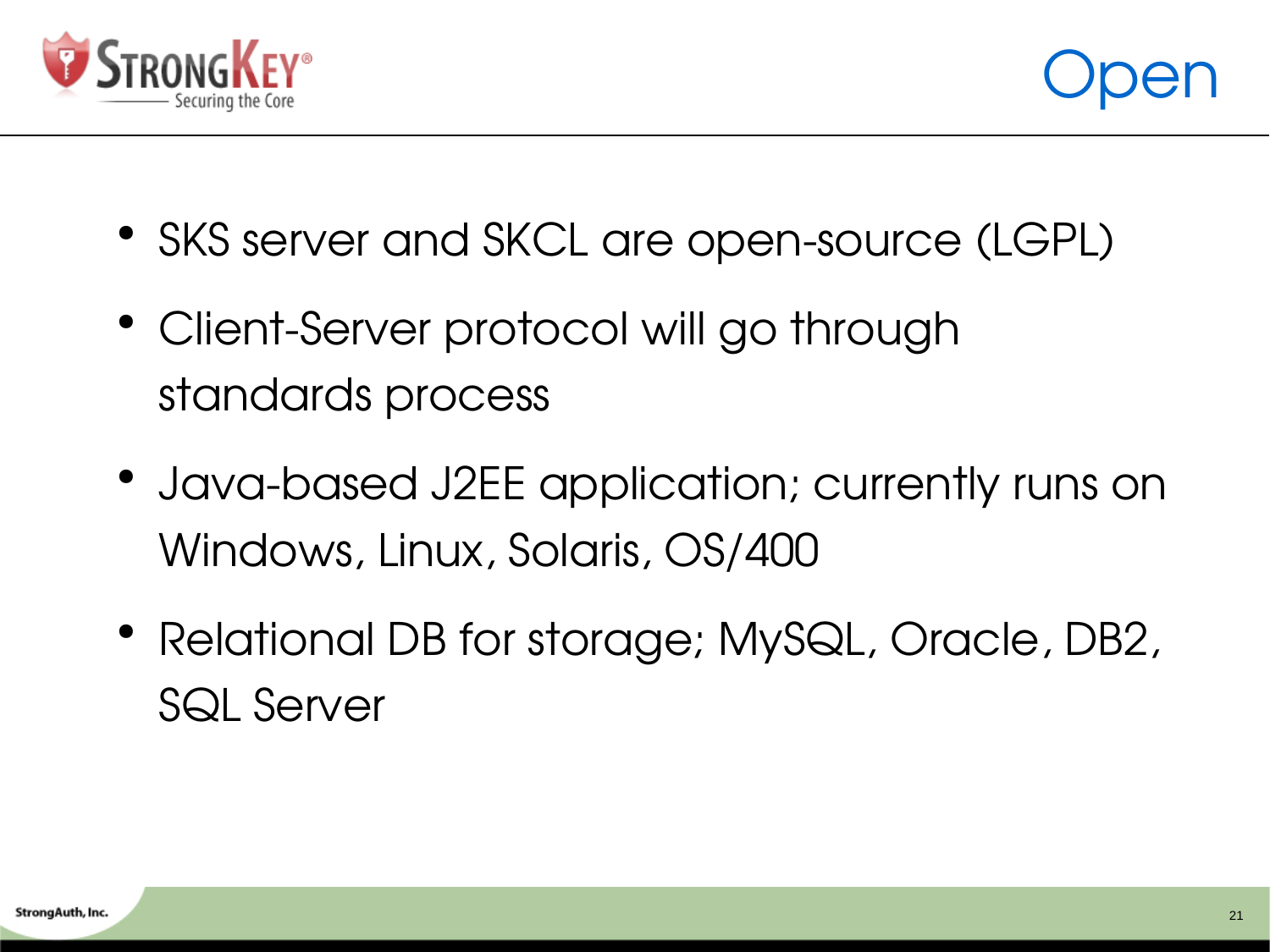# Open

- SKS server and SKCL are open-source (LGPL)
- Client-Server protocol will go through standards process
- Java-based J2EE application; currently runs on Windows, Linux, Solaris, OS/400
- Relational DB for storage; MySQL, Oracle, DB2, SQL Server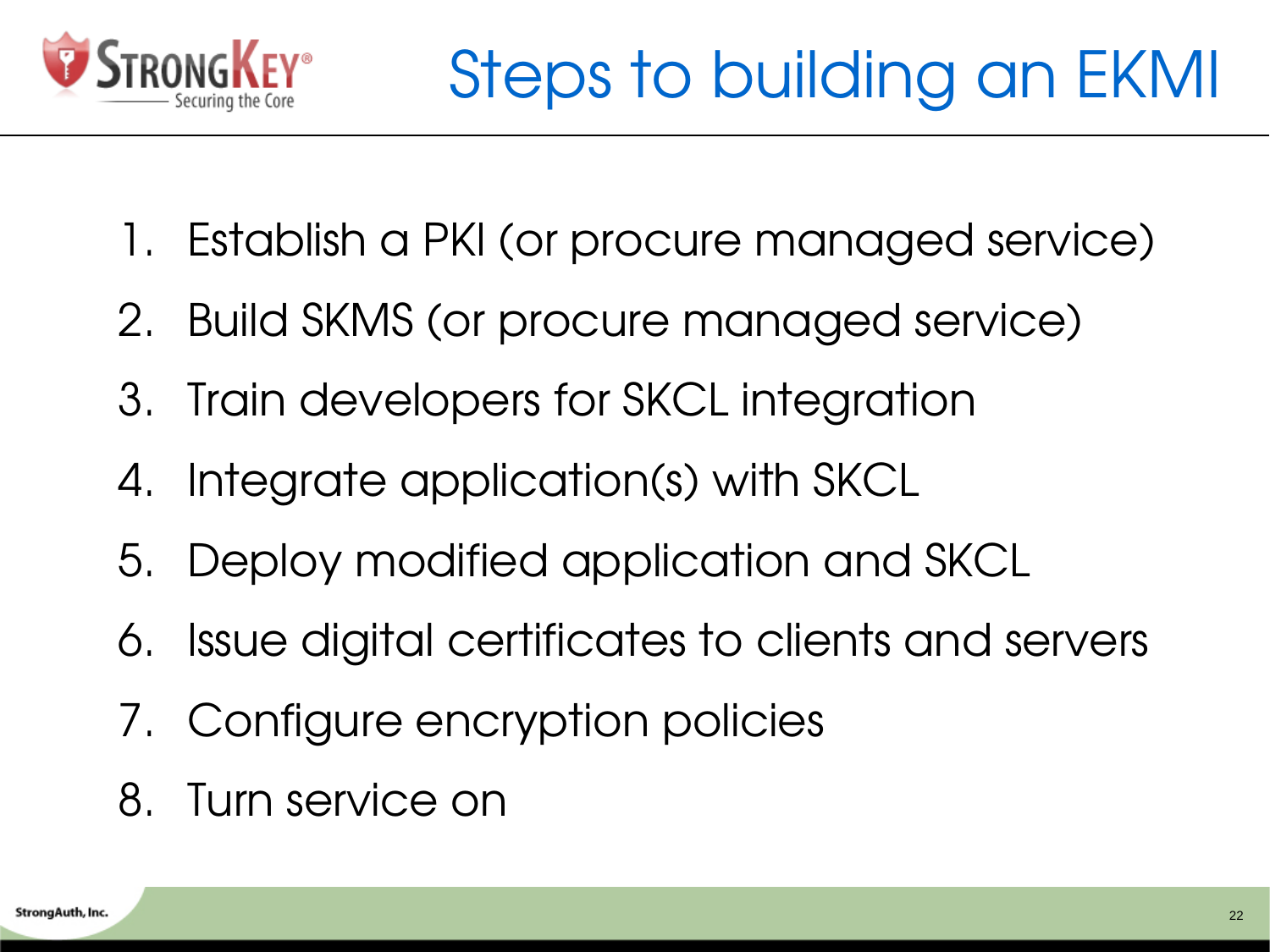# Steps to building an EKMI

1. Establish a PKI (or procure managed service)
2. Build SKMS (or procure managed service)
3. Train developers for SKCL integration
4. Integrate application(s) with SKCL
5. Deploy modified application and SKCL
6. Issue digital certificates to clients and servers
7. Configure encryption policies
8. Turn service on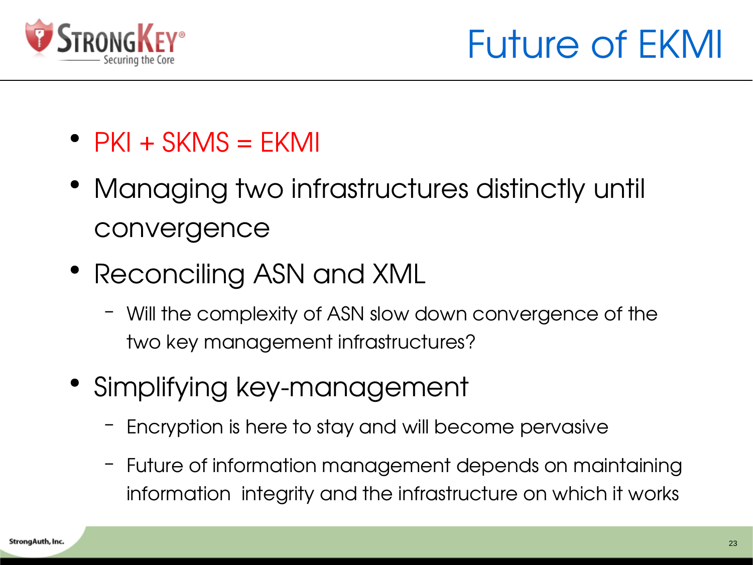# Future of EKMI

- PKI + SKMS = EKMI
- Managing two infrastructures distinctly until convergence
- Reconciling ASN and XML
  - Will the complexity of ASN slow down convergence of the two key management infrastructures?
- Simplifying key-management
  - Encryption is here to stay and will become pervasive
  - Future of information management depends on maintaining information integrity and the infrastructure on which it works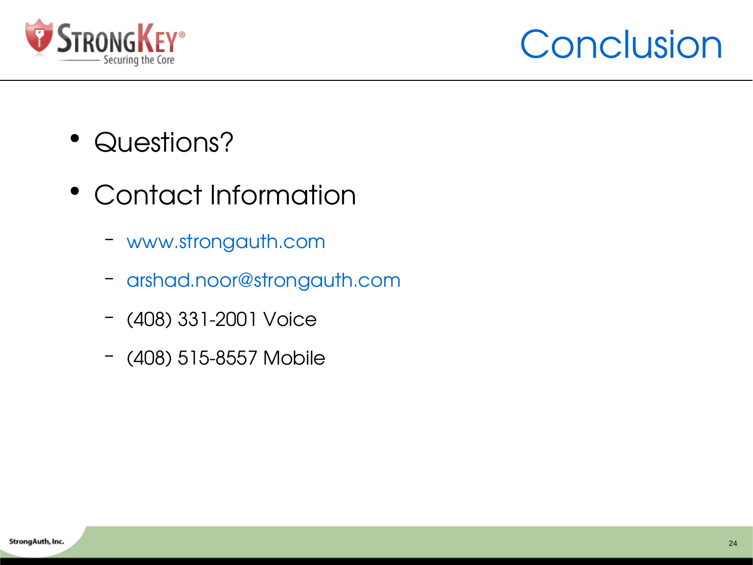# Conclusion

- Questions?
- Contact Information
  - www.strongauth.com
  - arshad.noor@strongauth.com
  - (408) 331-2001 Voice
  - (408) 515-8557 Mobile